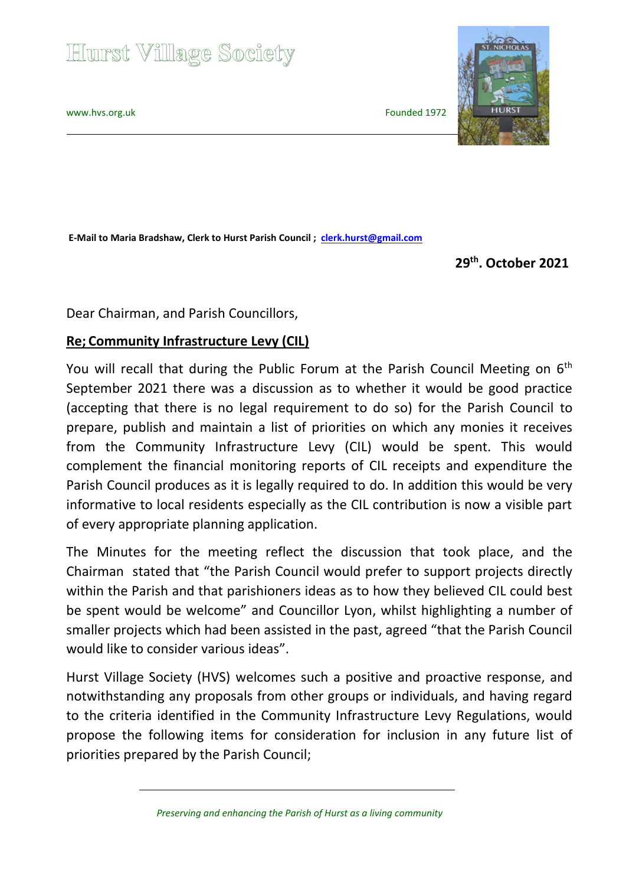# Hurst Village Society

www.hvs.org.uk

Founded 1972

**E-Mail to Maria Bradshaw, Clerk to Hurst Parish Council ; clerk.hurst@gmail.com**

**29th. October 2021**

Dear Chairman, and Parish Councillors,

**Re; Community Infrastructure Levy (CIL)**

You will recall that during the Public Forum at the Parish Council Meeting on 6th September 2021 there was a discussion as to whether it would be good practice (accepting that there is no legal requirement to do so) for the Parish Council to prepare, publish and maintain a list of priorities on which any monies it receives from the Community Infrastructure Levy (CIL) would be spent. This would complement the financial monitoring reports of CIL receipts and expenditure the Parish Council produces as it is legally required to do. In addition this would be very informative to local residents especially as the CIL contribution is now a visible part of every appropriate planning application.

The Minutes for the meeting reflect the discussion that took place, and the Chairman stated that "the Parish Council would prefer to support projects directly within the Parish and that parishioners ideas as to how they believed CIL could best be spent would be welcome" and Councillor Lyon, whilst highlighting a number of smaller projects which had been assisted in the past, agreed "that the Parish Council would like to consider various ideas".

Hurst Village Society (HVS) welcomes such a positive and proactive response, and notwithstanding any proposals from other groups or individuals, and having regard to the criteria identified in the Community Infrastructure Levy Regulations, would propose the following items for consideration for inclusion in any future list of priorities prepared by the Parish Council;

*Preserving and enhancing the Parish of Hurst as a living community*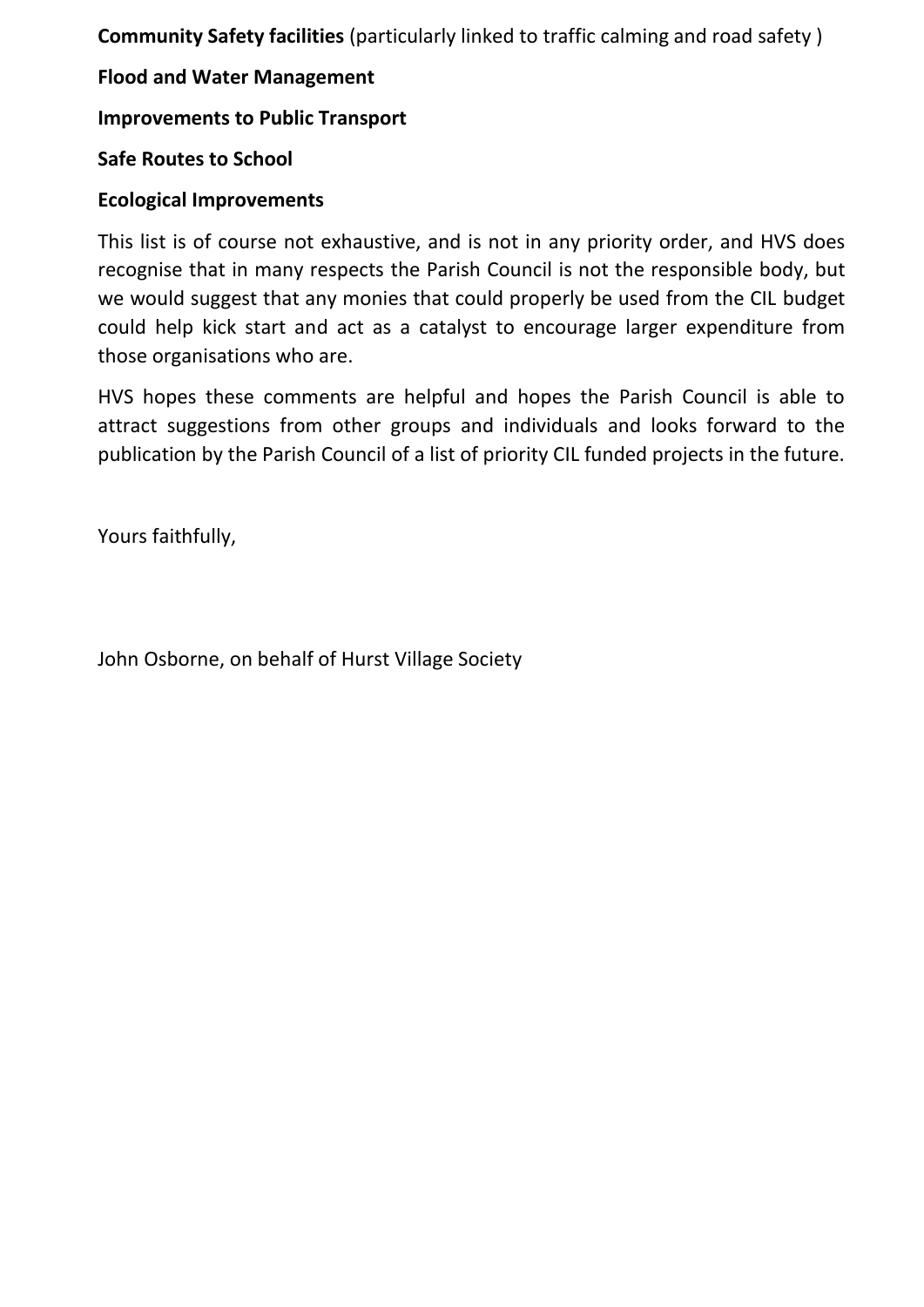**Community Safety facilities** (particularly linked to traffic calming and road safety )

**Flood and Water Management**

**Improvements to Public Transport**

**Safe Routes to School**

**Ecological Improvements**

This list is of course not exhaustive, and is not in any priority order, and HVS does recognise that in many respects the Parish Council is not the responsible body, but we would suggest that any monies that could properly be used from the CIL budget could help kick start and act as a catalyst to encourage larger expenditure from those organisations who are.

HVS hopes these comments are helpful and hopes the Parish Council is able to attract suggestions from other groups and individuals and looks forward to the publication by the Parish Council of a list of priority CIL funded projects in the future.

Yours faithfully,

John Osborne, on behalf of Hurst Village Society